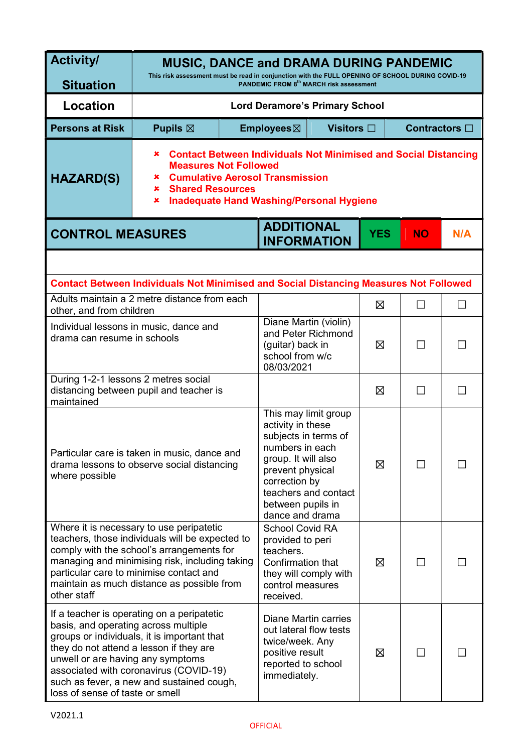| Activity/ Situation | **MUSIC, DANCE and DRAMA DURING PANDEMIC**<br>This risk assessment must be read in conjunction with the FULL OPENING OF SCHOOL DURING COVID-19 PANDEMIC FROM 8th MARCH risk assessment | | | |
|---|---|---|---|---|
| **Location** | **Lord Deramore's Primary School** | | | |
| **Persons at Risk** | **Pupils** ☒ | **Employees** ☒ | **Visitors** ☐ | **Contractors** ☐ |
| **HAZARD(S)** | ✗ **Contact Between Individuals Not Minimised and Social Distancing Measures Not Followed**<br>✗ **Cumulative Aerosol Transmission**<br>✗ **Shared Resources**<br>✗ **Inadequate Hand Washing/Personal Hygiene** | | | |

| CONTROL MEASURES | ADDITIONAL INFORMATION | YES | NO | N/A |
|---|---|---|---|---|
| | | | | |
| **Contact Between Individuals Not Minimised and Social Distancing Measures Not Followed** | | | | |
| Adults maintain a 2 metre distance from each other, and from children | | ☒ | ☐ | ☐ |
| Individual lessons in music, dance and drama can resume in schools | Diane Martin (violin) and Peter Richmond (guitar) back in school from w/c 08/03/2021 | ☒ | ☐ | ☐ |
| During 1-2-1 lessons 2 metres social distancing between pupil and teacher is maintained | | ☒ | ☐ | ☐ |
| Particular care is taken in music, dance and drama lessons to observe social distancing where possible | This may limit group activity in these subjects in terms of numbers in each group. It will also prevent physical correction by teachers and contact between pupils in dance and drama | ☒ | ☐ | ☐ |
| Where it is necessary to use peripatetic teachers, those individuals will be expected to comply with the school's arrangements for managing and minimising risk, including taking particular care to minimise contact and maintain as much distance as possible from other staff | School Covid RA provided to peri teachers. Confirmation that they will comply with control measures received. | ☒ | ☐ | ☐ |
| If a teacher is operating on a peripatetic basis, and operating across multiple groups or individuals, it is important that they do not attend a lesson if they are unwell or are having any symptoms associated with coronavirus (COVID-19) such as fever, a new and sustained cough, loss of sense of taste or smell | Diane Martin carries out lateral flow tests twice/week. Any positive result reported to school immediately. | ☒ | ☐ | ☐ |

V2021.1

OFFICIAL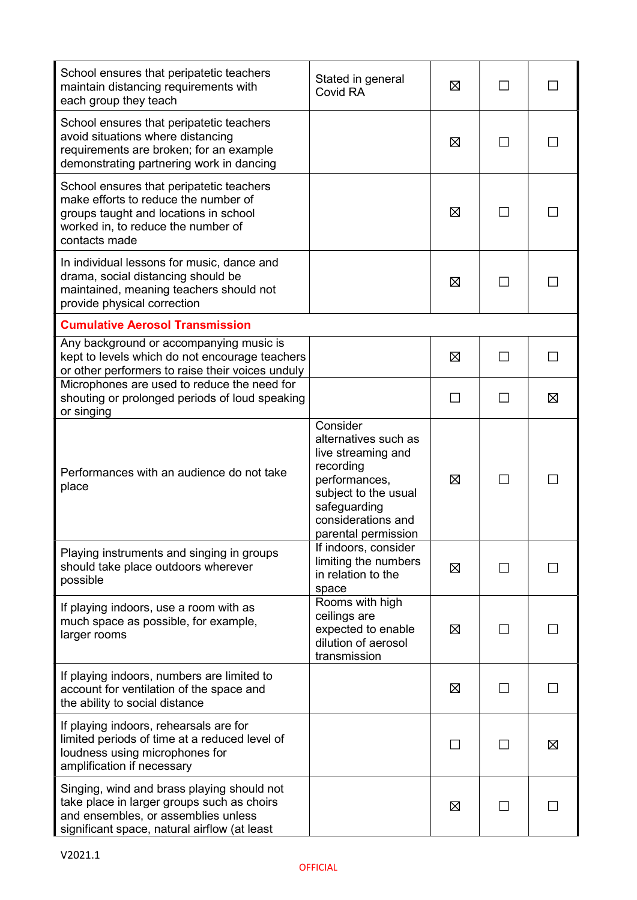| | | | | |
|---|---|---|---|---|
| School ensures that peripatetic teachers maintain distancing requirements with each group they teach | Stated in general Covid RA | ☒ | ☐ | ☐ |
| School ensures that peripatetic teachers avoid situations where distancing requirements are broken; for an example demonstrating partnering work in dancing | | ☒ | ☐ | ☐ |
| School ensures that peripatetic teachers make efforts to reduce the number of groups taught and locations in school worked in, to reduce the number of contacts made | | ☒ | ☐ | ☐ |
| In individual lessons for music, dance and drama, social distancing should be maintained, meaning teachers should not provide physical correction | | ☒ | ☐ | ☐ |
| **Cumulative Aerosol Transmission** | | | | |
| Any background or accompanying music is kept to levels which do not encourage teachers or other performers to raise their voices unduly | | ☒ | ☐ | ☐ |
| Microphones are used to reduce the need for shouting or prolonged periods of loud speaking or singing | | ☐ | ☐ | ☒ |
| Performances with an audience do not take place | Consider alternatives such as live streaming and recording performances, subject to the usual safeguarding considerations and parental permission | ☒ | ☐ | ☐ |
| Playing instruments and singing in groups should take place outdoors wherever possible | If indoors, consider limiting the numbers in relation to the space | ☒ | ☐ | ☐ |
| If playing indoors, use a room with as much space as possible, for example, larger rooms | Rooms with high ceilings are expected to enable dilution of aerosol transmission | ☒ | ☐ | ☐ |
| If playing indoors, numbers are limited to account for ventilation of the space and the ability to social distance | | ☒ | ☐ | ☐ |
| If playing indoors, rehearsals are for limited periods of time at a reduced level of loudness using microphones for amplification if necessary | | ☐ | ☐ | ☒ |
| Singing, wind and brass playing should not take place in larger groups such as choirs and ensembles, or assemblies unless significant space, natural airflow (at least | | ☒ | ☐ | ☐ |

V2021.1

OFFICIAL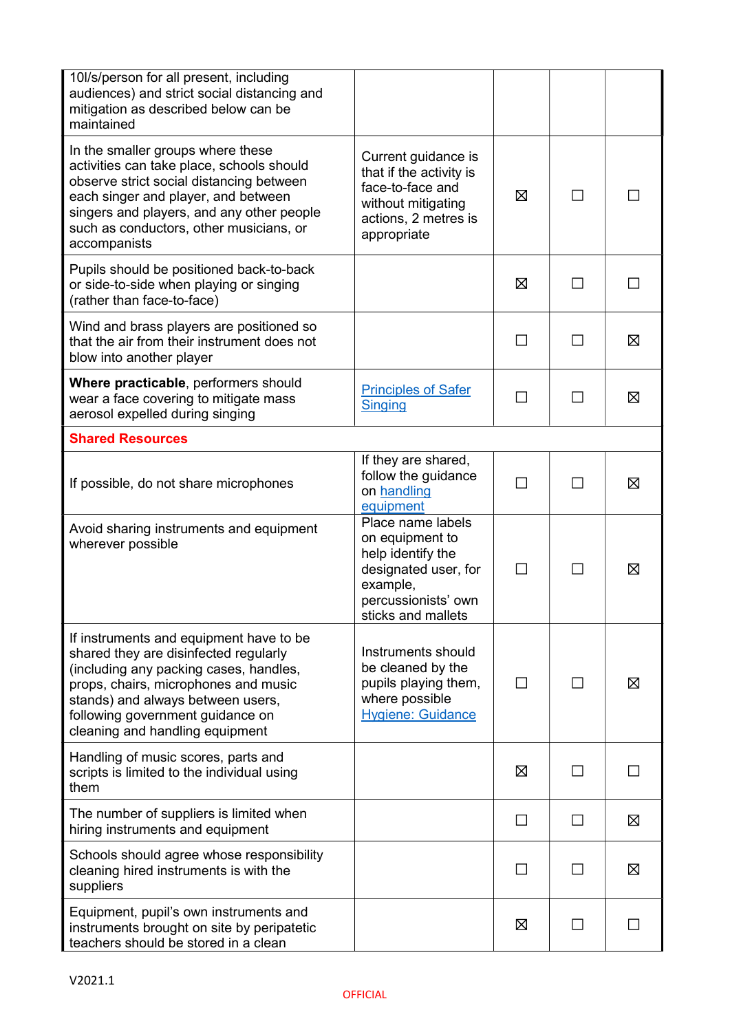| | | | | |
|---|---|---|---|---|
| 10l/s/person for all present, including audiences) and strict social distancing and mitigation as described below can be maintained | | | | |
| In the smaller groups where these activities can take place, schools should observe strict social distancing between each singer and player, and between singers and players, and any other people such as conductors, other musicians, or accompanists | Current guidance is that if the activity is face-to-face and without mitigating actions, 2 metres is appropriate | ☒ | ☐ | ☐ |
| Pupils should be positioned back-to-back or side-to-side when playing or singing (rather than face-to-face) | | ☒ | ☐ | ☐ |
| Wind and brass players are positioned so that the air from their instrument does not blow into another player | | ☐ | ☐ | ☒ |
| **Where practicable**, performers should wear a face covering to mitigate mass aerosol expelled during singing | Principles of Safer Singing | ☐ | ☐ | ☒ |
| **Shared Resources** | | | | |
| If possible, do not share microphones | If they are shared, follow the guidance on handling equipment | ☐ | ☐ | ☒ |
| Avoid sharing instruments and equipment wherever possible | Place name labels on equipment to help identify the designated user, for example, percussionists' own sticks and mallets | ☐ | ☐ | ☒ |
| If instruments and equipment have to be shared they are disinfected regularly (including any packing cases, handles, props, chairs, microphones and music stands) and always between users, following government guidance on cleaning and handling equipment | Instruments should be cleaned by the pupils playing them, where possible Hygiene: Guidance | ☐ | ☐ | ☒ |
| Handling of music scores, parts and scripts is limited to the individual using them | | ☒ | ☐ | ☐ |
| The number of suppliers is limited when hiring instruments and equipment | | ☐ | ☐ | ☒ |
| Schools should agree whose responsibility cleaning hired instruments is with the suppliers | | ☐ | ☐ | ☒ |
| Equipment, pupil's own instruments and instruments brought on site by peripatetic teachers should be stored in a clean | | ☒ | ☐ | ☐ |

V2021.1

OFFICIAL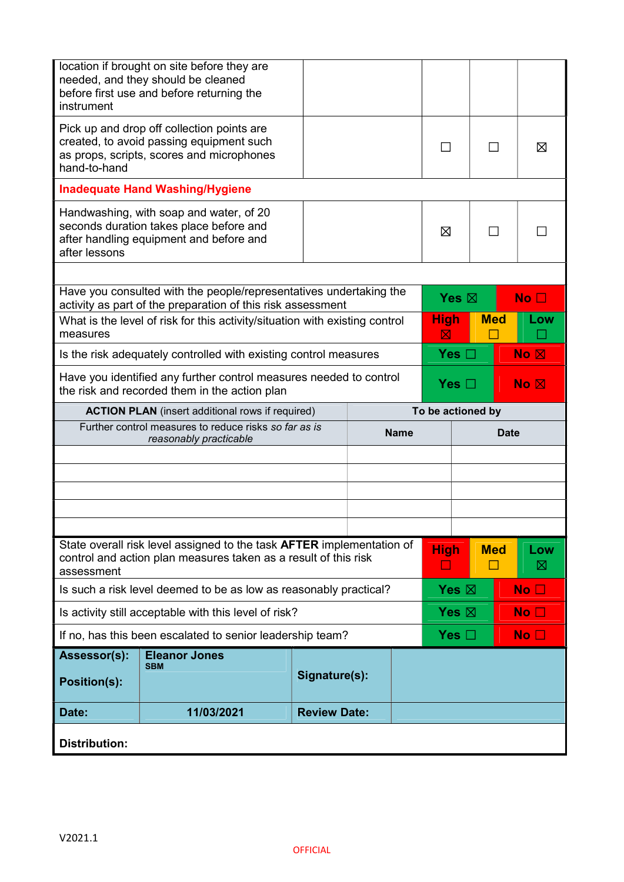| | | | | |
|---|---|---|---|---|
| location if brought on site before they are needed, and they should be cleaned before first use and before returning the instrument | | | | |
| Pick up and drop off collection points are created, to avoid passing equipment such as props, scripts, scores and microphones hand-to-hand | | ☐ | ☐ | ☒ |
| **Inadequate Hand Washing/Hygiene** | | | | |
| Handwashing, with soap and water, of 20 seconds duration takes place before and after handling equipment and before and after lessons | | ☒ | ☐ | ☐ |

| | | | |
|---|---|---|---|
| Have you consulted with the people/representatives undertaking the activity as part of the preparation of this risk assessment | **Yes ☒** | | **No ☐** |
| What is the level of risk for this activity/situation with existing control measures | **High ☒** | **Med ☐** | **Low ☐** |
| Is the risk adequately controlled with existing control measures | **Yes ☐** | | **No ☒** |
| Have you identified any further control measures needed to control the risk and recorded them in the action plan | **Yes ☐** | | **No ☒** |

| **ACTION PLAN** (insert additional rows if required) | **To be actioned by** | |
|---|---|---|
| Further control measures to reduce risks *so far as is reasonably practicable* | **Name** | **Date** |
| | | |
| | | |
| | | |
| | | |
| | | |

| | | | |
|---|---|---|---|
| State overall risk level assigned to the task **AFTER** implementation of control and action plan measures taken as a result of this risk assessment | **High ☐** | **Med ☐** | **Low ☒** |
| Is such a risk level deemed to be as low as reasonably practical? | **Yes ☒** | | **No ☐** |
| Is activity still acceptable with this level of risk? | **Yes ☒** | | **No ☐** |
| If no, has this been escalated to senior leadership team? | **Yes ☐** | | **No ☐** |

| | | | |
|---|---|---|---|
| **Assessor(s):** | **Eleanor Jones** | **Signature(s):** | |
| **Position(s):** | **SBM** | | |
| **Date:** | **11/03/2021** | **Review Date:** | |
| **Distribution:** | | | |

V2021.1

OFFICIAL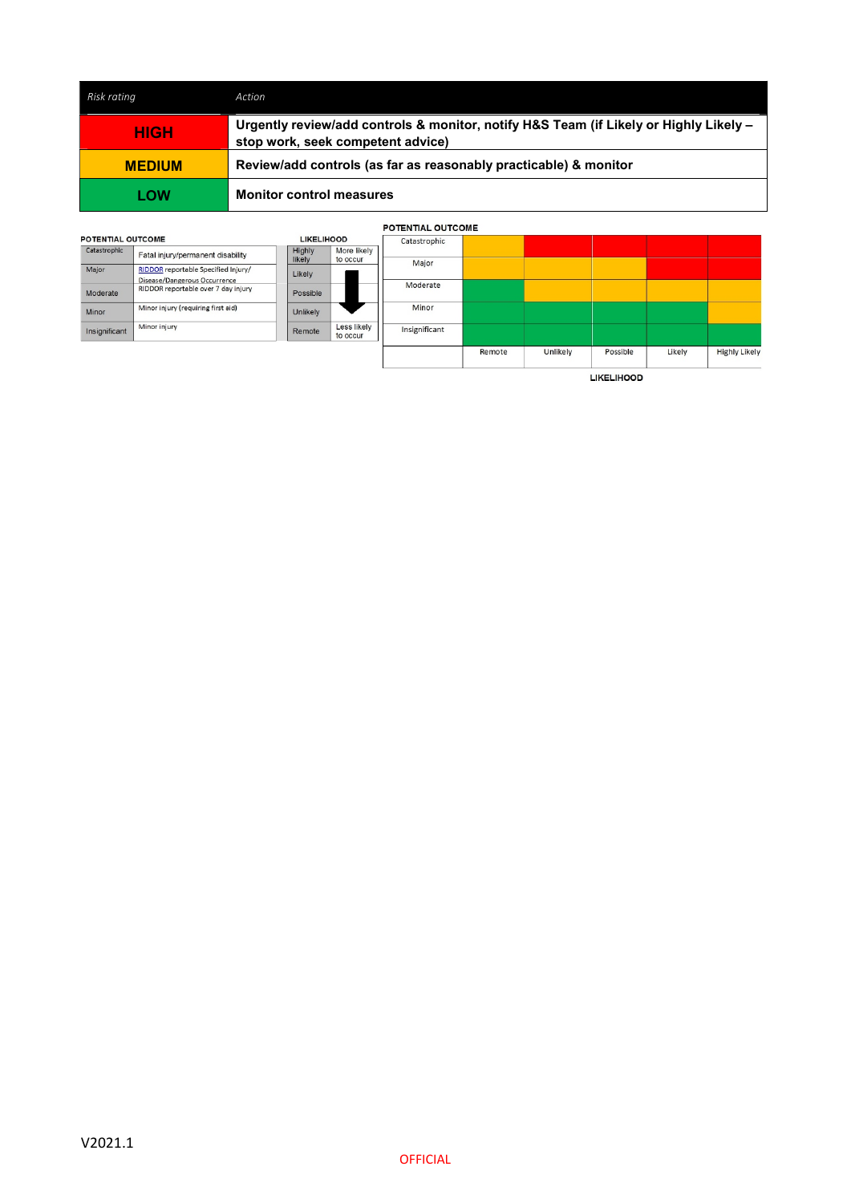| *Risk rating* | *Action* |
|---|---|
| **HIGH** | **Urgently review/add controls & monitor, notify H&S Team (if Likely or Highly Likely – stop work, seek competent advice)** |
| **MEDIUM** | **Review/add controls (as far as reasonably practicable) & monitor** |
| **LOW** | **Monitor control measures** |

**POTENTIAL OUTCOME**

| | |
|---|---|
| Catastrophic | Fatal injury/permanent disability |
| Major | RIDDOR reportable Specified Injury/ Disease/Dangerous Occurrence |
| Moderate | RIDDOR reportable over 7 day injury |
| Minor | Minor injury (requiring first aid) |
| Insignificant | Minor injury |

**LIKELIHOOD**

| | |
|---|---|
| Highly likely | More likely to occur |
| Likely | |
| Possible | |
| Unlikely | |
| Remote | Less likely to occur |

**POTENTIAL OUTCOME**

| | Remote | Unlikely | Possible | Likely | Highly Likely |
|---|---|---|---|---|---|
| Catastrophic | MEDIUM | HIGH | HIGH | HIGH | HIGH |
| Major | MEDIUM | MEDIUM | MEDIUM | HIGH | HIGH |
| Moderate | LOW | MEDIUM | MEDIUM | MEDIUM | MEDIUM |
| Minor | LOW | LOW | LOW | LOW | MEDIUM |
| Insignificant | LOW | LOW | LOW | LOW | LOW |

**LIKELIHOOD**

V2021.1

OFFICIAL